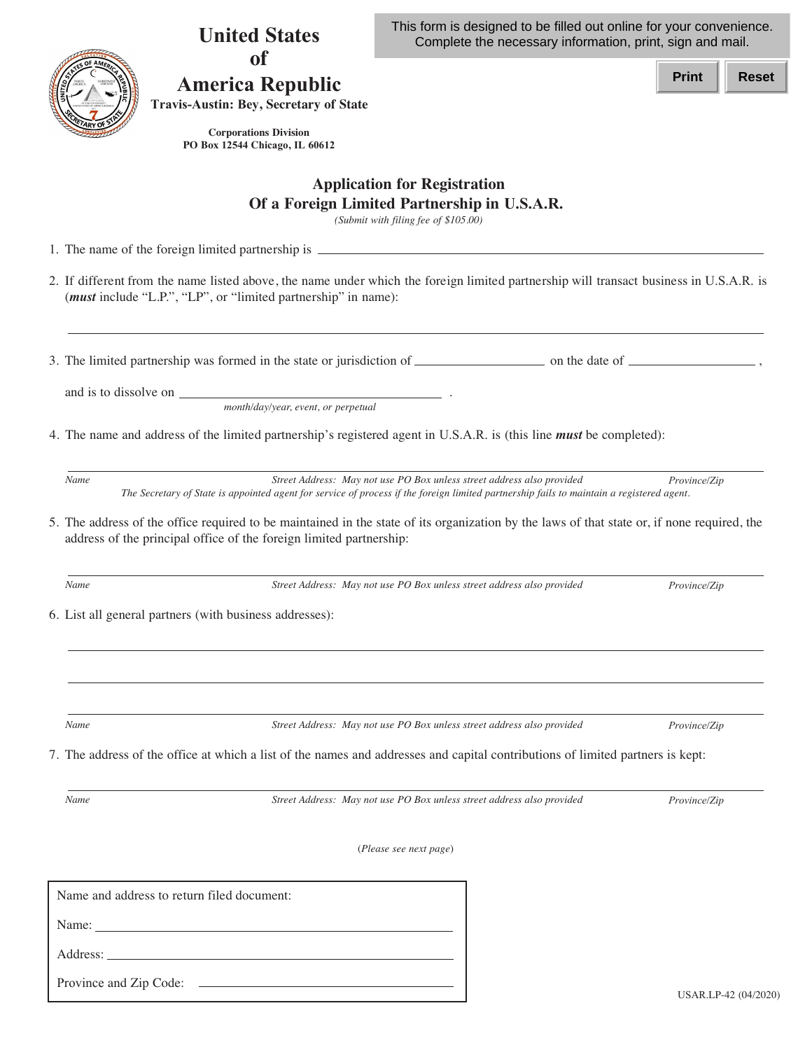This form is designed to be filled out online for your convenience. Complete the necessary information, print, sign and mail.

Print | Reset

# United States of America Republic

**Travis-Austin: Bey, Secretary of State**

**Corporations Division**
**PO Box 12544 Chicago, IL 60612**

## Application for Registration Of a Foreign Limited Partnership in U.S.A.R.

*(Submit with filing fee of $105.00)*

1. The name of the foreign limited partnership is ____________________

2. If different from the name listed above, the name under which the foreign limited partnership will transact business in U.S.A.R. is (***must*** include "L.P.", "LP", or "limited partnership" in name):

   ____________________

3. The limited partnership was formed in the state or jurisdiction of ____________ on the date of ____________ ,

   and is to dissolve on ____________________ .
   *month/day/year, event, or perpetual*

4. The name and address of the limited partnership's registered agent in U.S.A.R. is (this line ***must*** be completed):

   ____________________
   *Name* — *Street Address: May not use PO Box unless street address also provided* — *Province/Zip*

   *The Secretary of State is appointed agent for service of process if the foreign limited partnership fails to maintain a registered agent.*

5. The address of the office required to be maintained in the state of its organization by the laws of that state or, if none required, the address of the principal office of the foreign limited partnership:

   ____________________
   *Name* — *Street Address: May not use PO Box unless street address also provided* — *Province/Zip*

6. List all general partners (with business addresses):

   ____________________

   ____________________

   ____________________
   *Name* — *Street Address: May not use PO Box unless street address also provided* — *Province/Zip*

7. The address of the office at which a list of the names and addresses and capital contributions of limited partners is kept:

   ____________________
   *Name* — *Street Address: May not use PO Box unless street address also provided* — *Province/Zip*

(*Please see next page*)

Name and address to return filed document:

Name: ____________________

Address: ____________________

Province and Zip Code: ____________________

USAR.LP-42 (04/2020)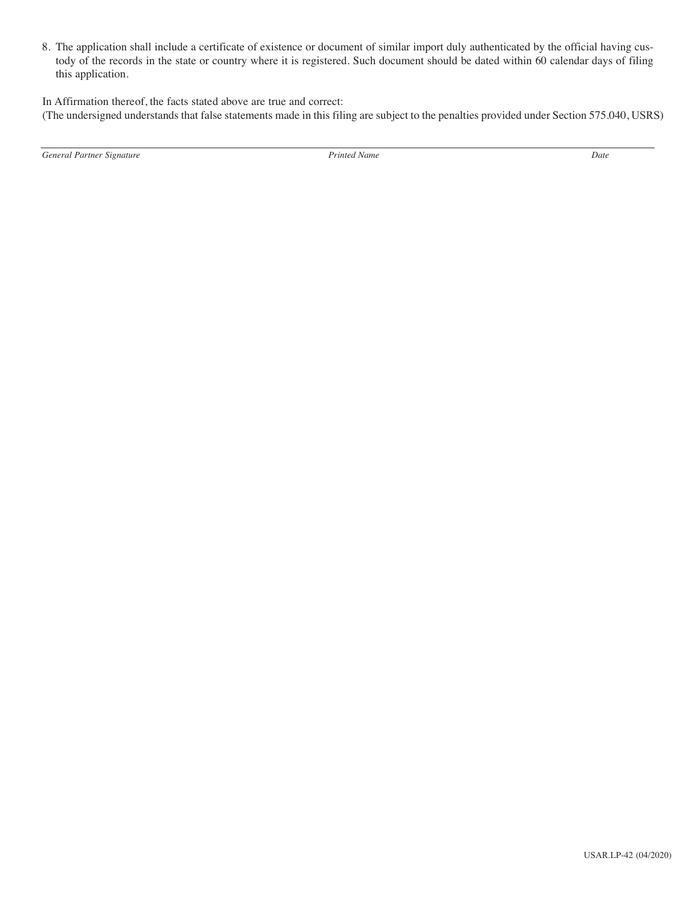8. The application shall include a certificate of existence or document of similar import duly authenticated by the official having custody of the records in the state or country where it is registered. Such document should be dated within 60 calendar days of filing this application.

In Affirmation thereof, the facts stated above are true and correct:
(The undersigned understands that false statements made in this filing are subject to the penalties provided under Section 575.040, USRS)

| *General Partner Signature* | *Printed Name* | *Date* |
|---|---|---|

USAR.LP-42 (04/2020)